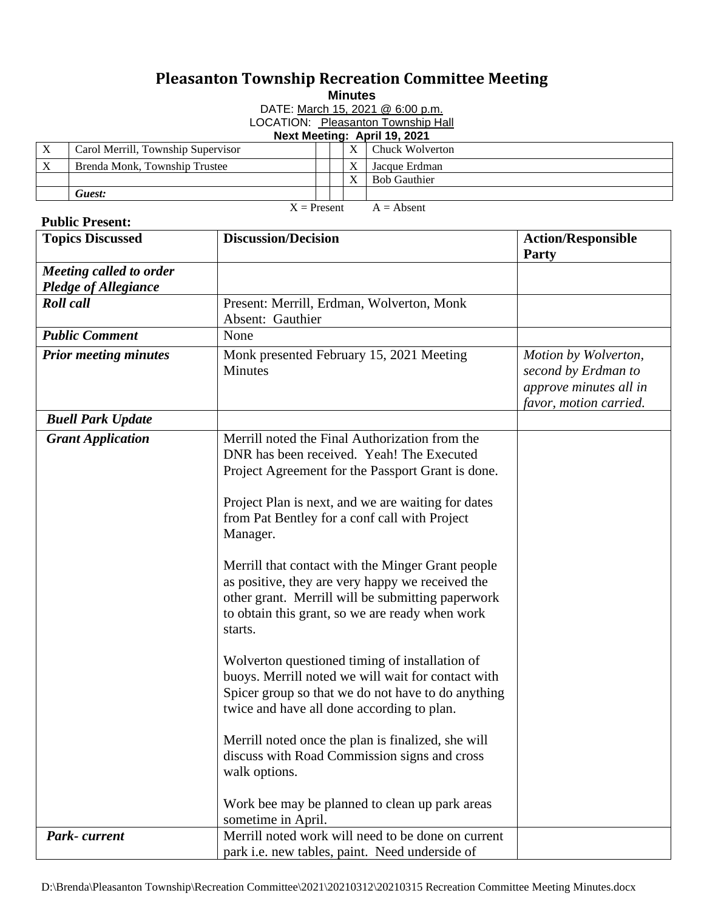# Pleasanton Township Recreation Committee Meeting

**Minutes**

DATE: March 15, 2021 @ 6:00 p.m.

LOCATION: Pleasanton Township Hall

**Next Meeting: April 19, 2021**

| | | | | | |
|---|---|---|---|---|---|
| X | Carol Merrill, Township Supervisor | | | X | Chuck Wolverton |
| X | Brenda Monk, Township Trustee | | | X | Jacque Erdman |
| | | | | X | Bob Gauthier |
| | ***Guest:*** | | | | |

X = Present A = Absent

**Public Present:**

| Topics Discussed | Discussion/Decision | Action/Responsible Party |
|---|---|---|
| ***Meeting called to order Pledge of Allegiance*** | | |
| ***Roll call*** | Present: Merrill, Erdman, Wolverton, Monk<br>Absent: Gauthier | |
| ***Public Comment*** | None | |
| ***Prior meeting minutes*** | Monk presented February 15, 2021 Meeting Minutes | *Motion by Wolverton, second by Erdman to approve minutes all in favor, motion carried.* |
| ***Buell Park Update*** | | |
| ***Grant Application*** | Merrill noted the Final Authorization from the DNR has been received. Yeah! The Executed Project Agreement for the Passport Grant is done.<br><br>Project Plan is next, and we are waiting for dates from Pat Bentley for a conf call with Project Manager.<br><br>Merrill that contact with the Minger Grant people as positive, they are very happy we received the other grant. Merrill will be submitting paperwork to obtain this grant, so we are ready when work starts.<br><br>Wolverton questioned timing of installation of buoys. Merrill noted we will wait for contact with Spicer group so that we do not have to do anything twice and have all done according to plan.<br><br>Merrill noted once the plan is finalized, she will discuss with Road Commission signs and cross walk options.<br><br>Work bee may be planned to clean up park areas sometime in April. | |
| ***Park- current*** | Merrill noted work will need to be done on current park i.e. new tables, paint. Need underside of | |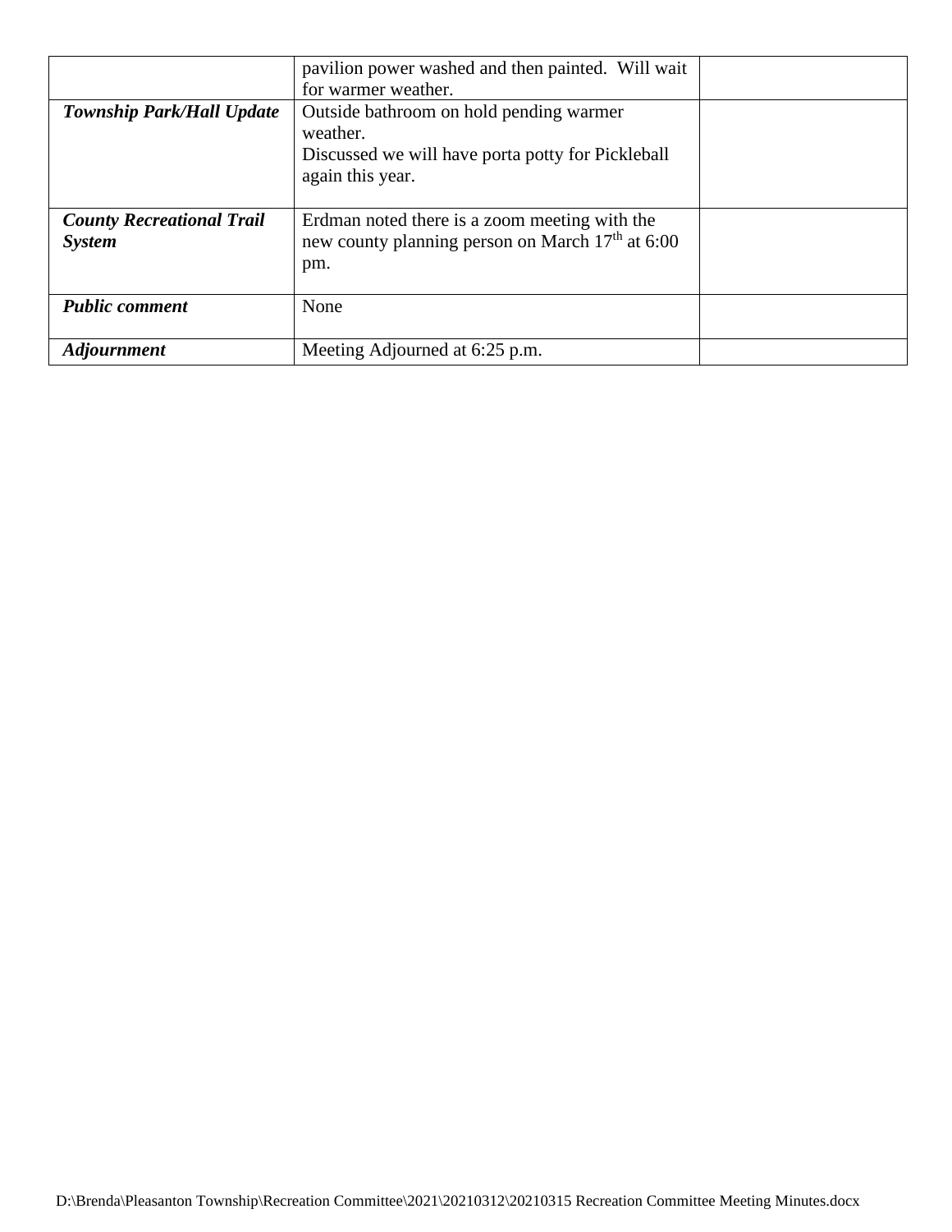| | | |
|---|---|---|
| | pavilion power washed and then painted. Will wait for warmer weather. | |
| ***Township Park/Hall Update*** | Outside bathroom on hold pending warmer weather.<br>Discussed we will have porta potty for Pickleball again this year. | |
| ***County Recreational Trail System*** | Erdman noted there is a zoom meeting with the new county planning person on March 17th at 6:00 pm. | |
| ***Public comment*** | None | |
| ***Adjournment*** | Meeting Adjourned at 6:25 p.m. | |

D:\Brenda\Pleasanton Township\Recreation Committee\2021\20210312\20210315 Recreation Committee Meeting Minutes.docx